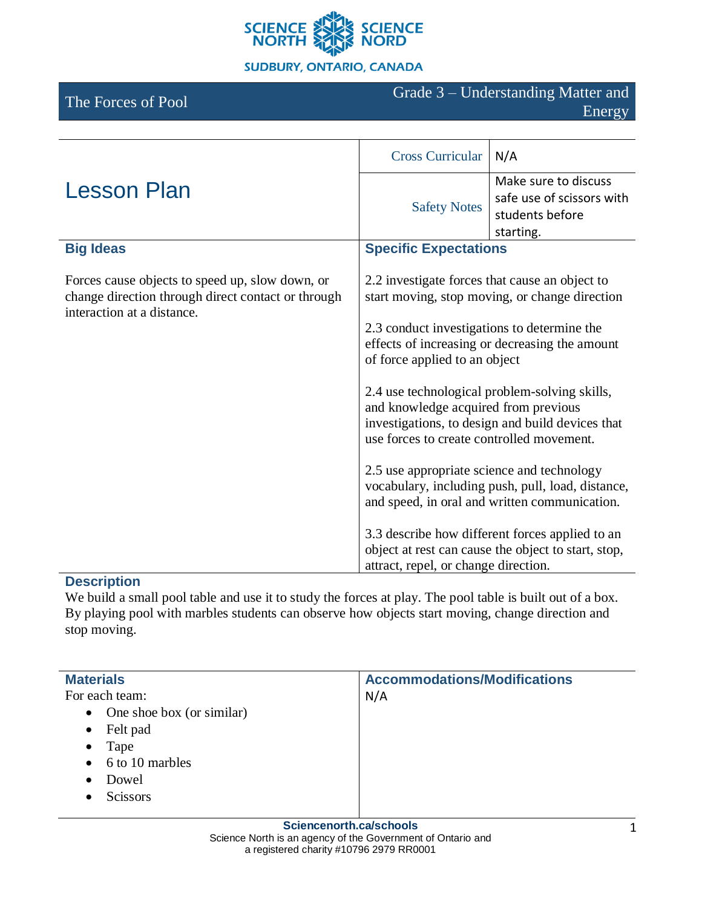SCIENCE NORTH | SCIENCE NORD

SUDBURY, ONTARIO, CANADA

# The Forces of Pool

Grade 3 – Understanding Matter and Energy

## Lesson Plan

| | |
|---|---|
| Cross Curricular | N/A |
| Safety Notes | Make sure to discuss safe use of scissors with students before starting. |

### Big Ideas

Forces cause objects to speed up, slow down, or change direction through direct contact or through interaction at a distance.

### Specific Expectations

2.2 investigate forces that cause an object to start moving, stop moving, or change direction

2.3 conduct investigations to determine the effects of increasing or decreasing the amount of force applied to an object

2.4 use technological problem-solving skills, and knowledge acquired from previous investigations, to design and build devices that use forces to create controlled movement.

2.5 use appropriate science and technology vocabulary, including push, pull, load, distance, and speed, in oral and written communication.

3.3 describe how different forces applied to an object at rest can cause the object to start, stop, attract, repel, or change direction.

### Description

We build a small pool table and use it to study the forces at play. The pool table is built out of a box. By playing pool with marbles students can observe how objects start moving, change direction and stop moving.

### Materials

For each team:

- One shoe box (or similar)
- Felt pad
- Tape
- 6 to 10 marbles
- Dowel
- Scissors

### Accommodations/Modifications

N/A

**Sciencenorth.ca/schools**
Science North is an agency of the Government of Ontario and a registered charity #10796 2979 RR0001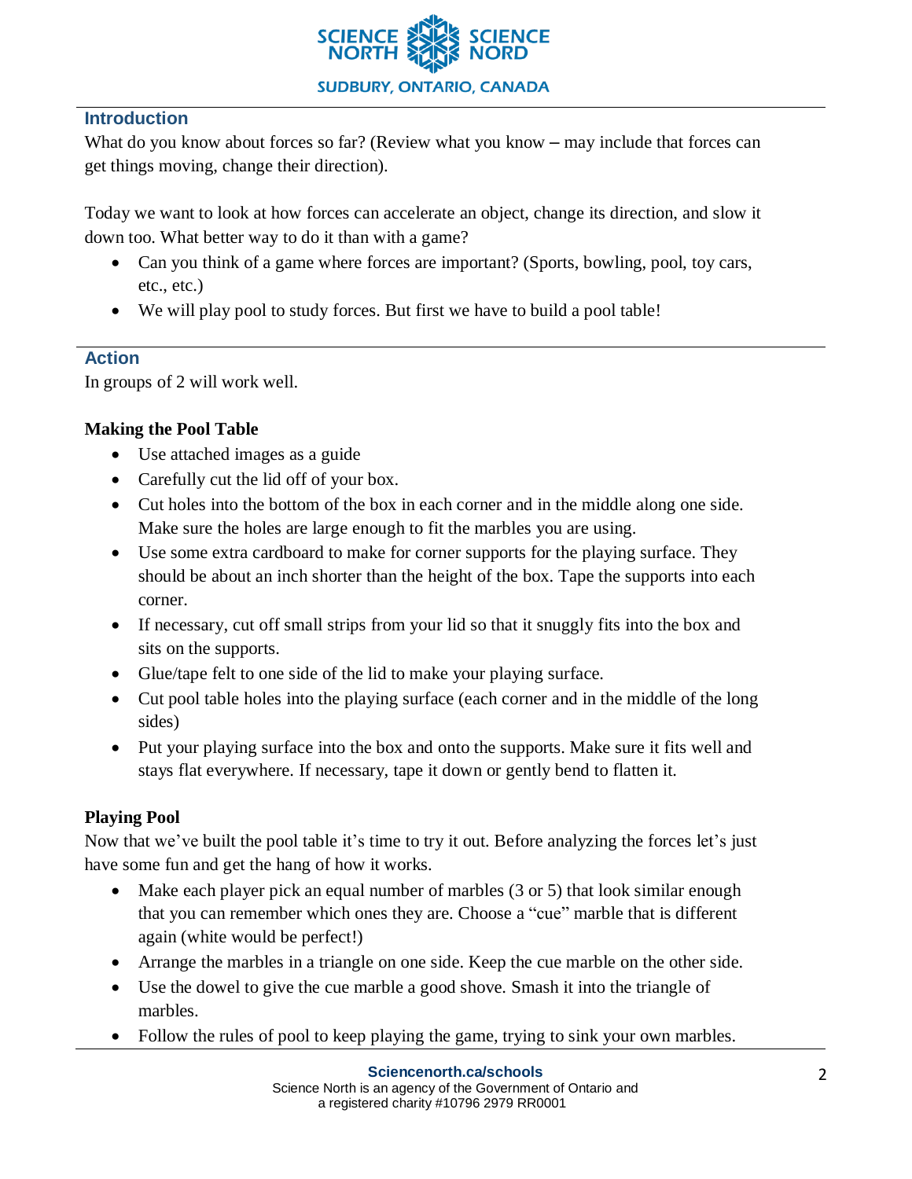## Introduction

What do you know about forces so far? (Review what you know – may include that forces can get things moving, change their direction).

Today we want to look at how forces can accelerate an object, change its direction, and slow it down too. What better way to do it than with a game?

- Can you think of a game where forces are important? (Sports, bowling, pool, toy cars, etc., etc.)
- We will play pool to study forces. But first we have to build a pool table!

## Action

In groups of 2 will work well.

**Making the Pool Table**

- Use attached images as a guide
- Carefully cut the lid off of your box.
- Cut holes into the bottom of the box in each corner and in the middle along one side. Make sure the holes are large enough to fit the marbles you are using.
- Use some extra cardboard to make for corner supports for the playing surface. They should be about an inch shorter than the height of the box. Tape the supports into each corner.
- If necessary, cut off small strips from your lid so that it snuggly fits into the box and sits on the supports.
- Glue/tape felt to one side of the lid to make your playing surface.
- Cut pool table holes into the playing surface (each corner and in the middle of the long sides)
- Put your playing surface into the box and onto the supports. Make sure it fits well and stays flat everywhere. If necessary, tape it down or gently bend to flatten it.

**Playing Pool**

Now that we've built the pool table it's time to try it out. Before analyzing the forces let's just have some fun and get the hang of how it works.

- Make each player pick an equal number of marbles (3 or 5) that look similar enough that you can remember which ones they are. Choose a "cue" marble that is different again (white would be perfect!)
- Arrange the marbles in a triangle on one side. Keep the cue marble on the other side.
- Use the dowel to give the cue marble a good shove. Smash it into the triangle of marbles.
- Follow the rules of pool to keep playing the game, trying to sink your own marbles.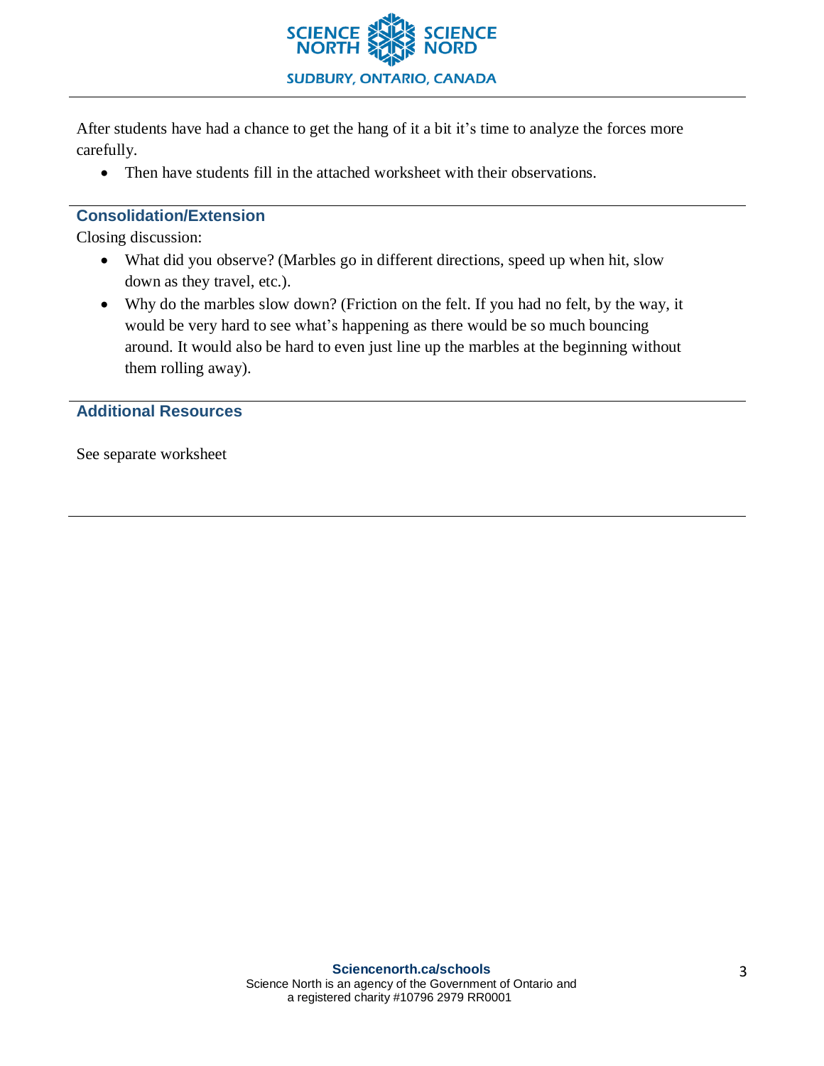After students have had a chance to get the hang of it a bit it's time to analyze the forces more carefully.

- Then have students fill in the attached worksheet with their observations.

## Consolidation/Extension

Closing discussion:

- What did you observe? (Marbles go in different directions, speed up when hit, slow down as they travel, etc.).
- Why do the marbles slow down? (Friction on the felt. If you had no felt, by the way, it would be very hard to see what's happening as there would be so much bouncing around. It would also be hard to even just line up the marbles at the beginning without them rolling away).

## Additional Resources

See separate worksheet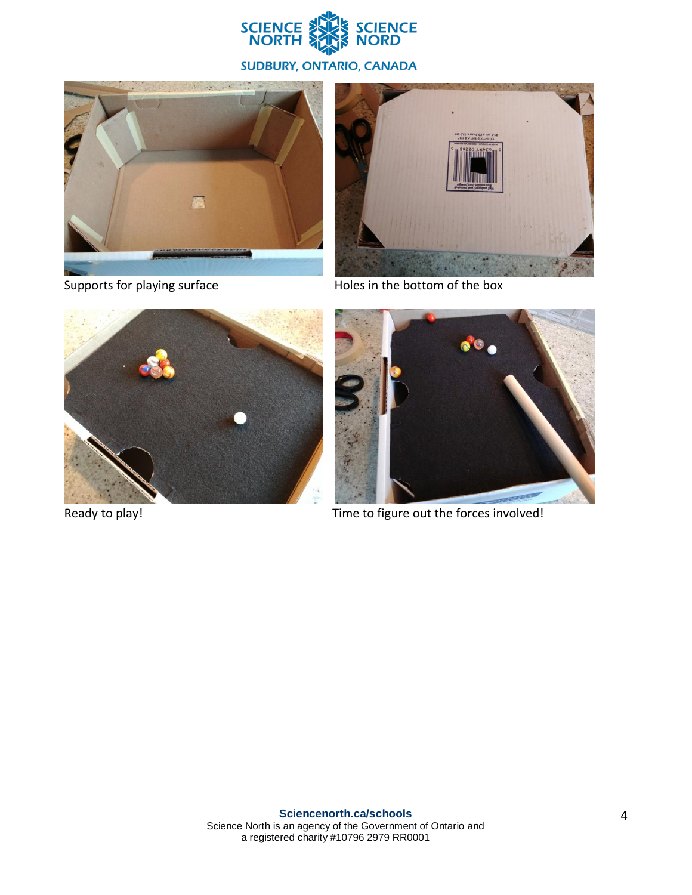Supports for playing surface

Holes in the bottom of the box

Ready to play!

Time to figure out the forces involved!